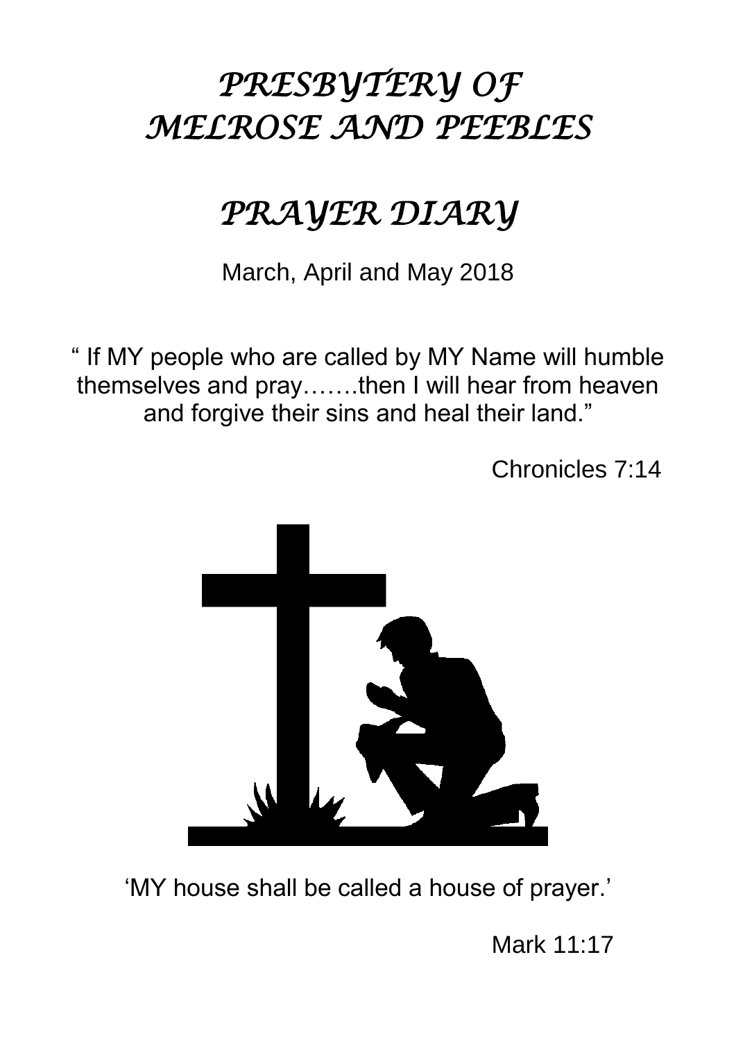# *PRESBYTERY OF MELROSE AND PEEBLES*

# *PRAYER DIARY*

March, April and May 2018

" If MY people who are called by MY Name will humble themselves and pray…….then I will hear from heaven and forgive their sins and heal their land."

Chronicles 7:14

'MY house shall be called a house of prayer.'

Mark 11:17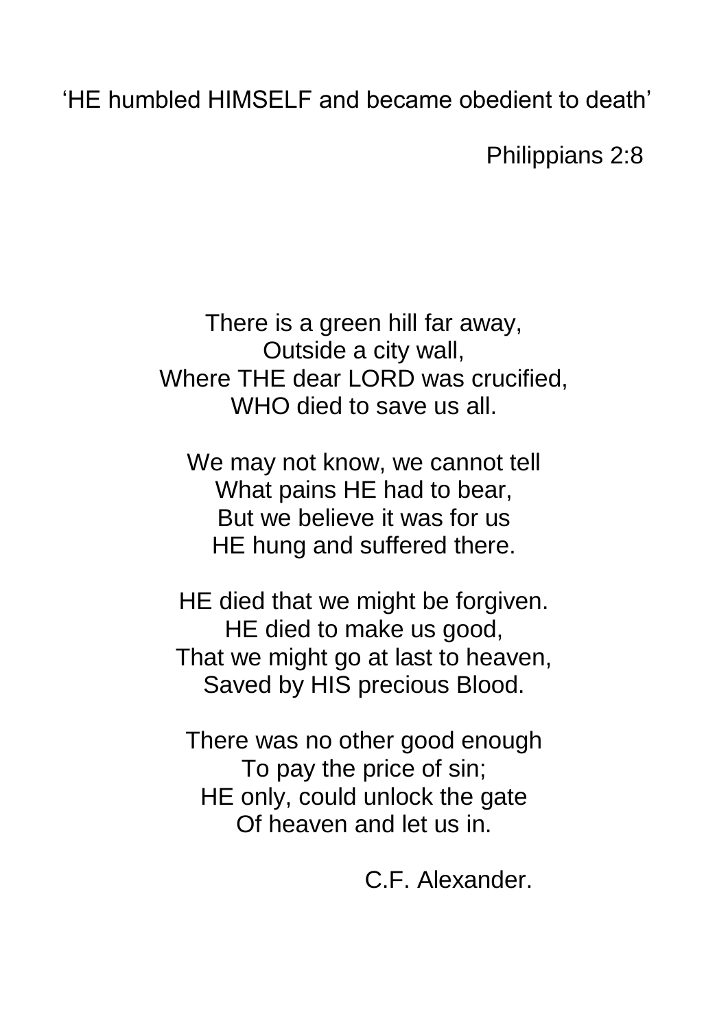‘HE humbled HIMSELF and became obedient to death’

Philippians 2:8

There is a green hill far away,  
Outside a city wall,  
Where THE dear LORD was crucified,  
WHO died to save us all.

We may not know, we cannot tell  
What pains HE had to bear,  
But we believe it was for us  
HE hung and suffered there.

HE died that we might be forgiven.  
HE died to make us good,  
That we might go at last to heaven,  
Saved by HIS precious Blood.

There was no other good enough  
To pay the price of sin;  
HE only, could unlock the gate  
Of heaven and let us in.

C.F. Alexander.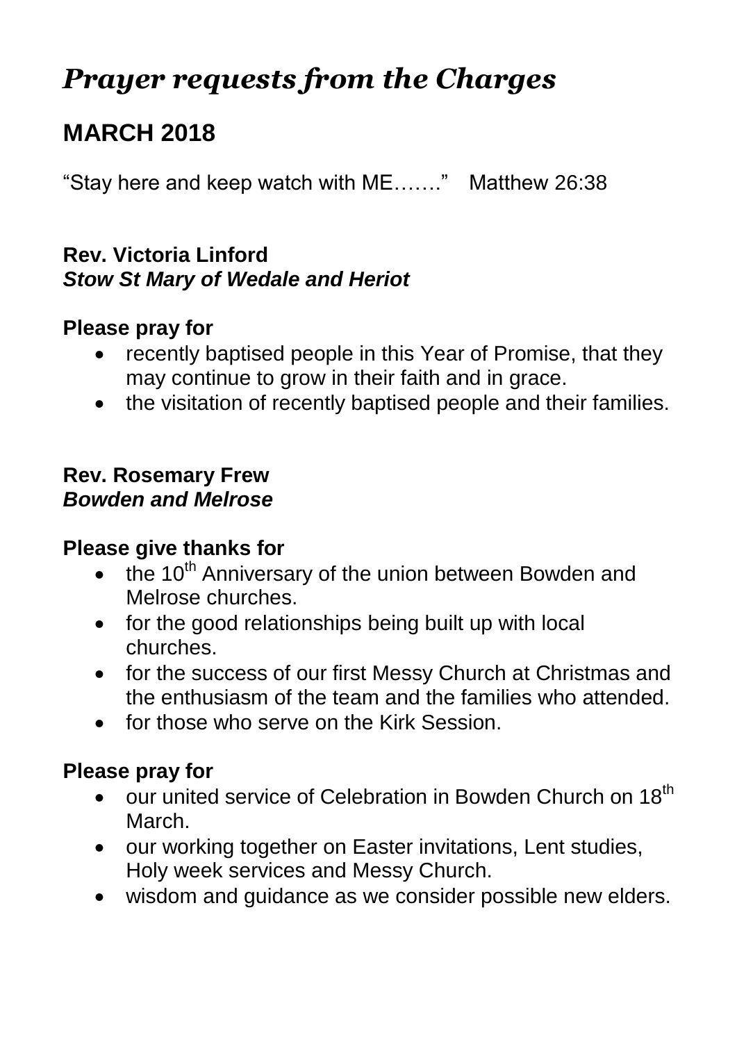# *Prayer requests from the Charges*

## MARCH 2018

"Stay here and keep watch with ME……." Matthew 26:38

**Rev. Victoria Linford**
***Stow St Mary of Wedale and Heriot***

**Please pray for**

- recently baptised people in this Year of Promise, that they may continue to grow in their faith and in grace.
- the visitation of recently baptised people and their families.

**Rev. Rosemary Frew**
***Bowden and Melrose***

**Please give thanks for**

- the 10th Anniversary of the union between Bowden and Melrose churches.
- for the good relationships being built up with local churches.
- for the success of our first Messy Church at Christmas and the enthusiasm of the team and the families who attended.
- for those who serve on the Kirk Session.

**Please pray for**

- our united service of Celebration in Bowden Church on 18th March.
- our working together on Easter invitations, Lent studies, Holy week services and Messy Church.
- wisdom and guidance as we consider possible new elders.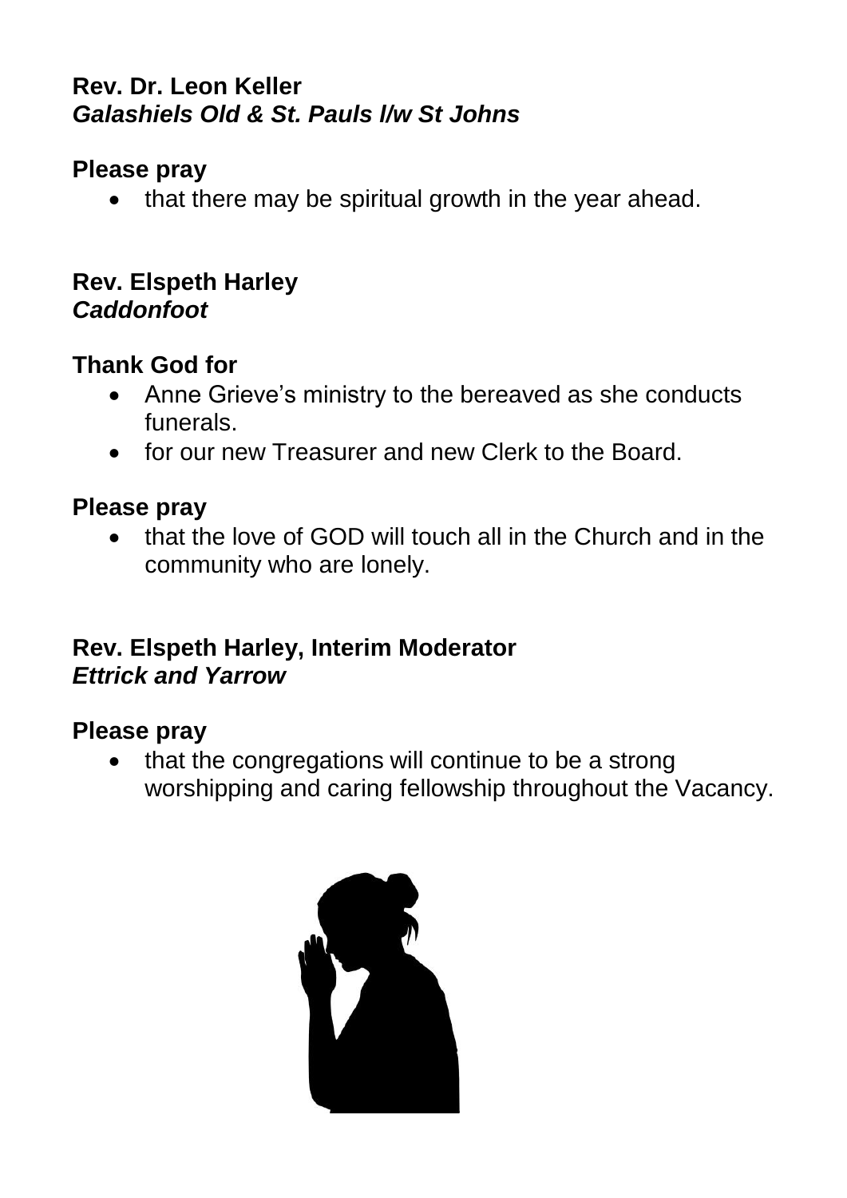**Rev. Dr. Leon Keller**
***Galashiels Old & St. Pauls l/w St Johns***

**Please pray**

- that there may be spiritual growth in the year ahead.

**Rev. Elspeth Harley**
***Caddonfoot***

**Thank God for**

- Anne Grieve's ministry to the bereaved as she conducts funerals.
- for our new Treasurer and new Clerk to the Board.

**Please pray**

- that the love of GOD will touch all in the Church and in the community who are lonely.

**Rev. Elspeth Harley, Interim Moderator**
***Ettrick and Yarrow***

**Please pray**

- that the congregations will continue to be a strong worshipping and caring fellowship throughout the Vacancy.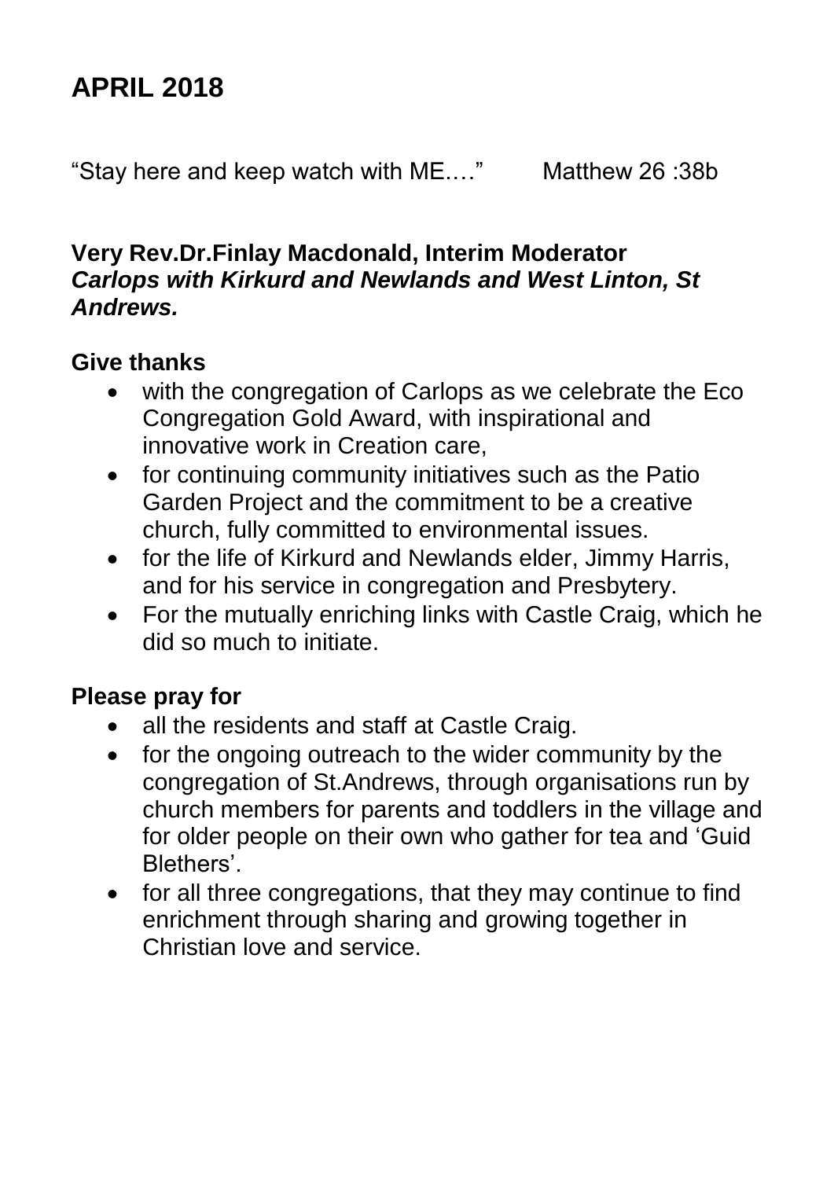# APRIL 2018

"Stay here and keep watch with ME.…"     Matthew 26 :38b

**Very Rev.Dr.Finlay Macdonald, Interim Moderator**
***Carlops with Kirkurd and Newlands and West Linton, St Andrews.***

## Give thanks

- with the congregation of Carlops as we celebrate the Eco Congregation Gold Award, with inspirational and innovative work in Creation care,
- for continuing community initiatives such as the Patio Garden Project and the commitment to be a creative church, fully committed to environmental issues.
- for the life of Kirkurd and Newlands elder, Jimmy Harris, and for his service in congregation and Presbytery.
- For the mutually enriching links with Castle Craig, which he did so much to initiate.

## Please pray for

- all the residents and staff at Castle Craig.
- for the ongoing outreach to the wider community by the congregation of St.Andrews, through organisations run by church members for parents and toddlers in the village and for older people on their own who gather for tea and 'Guid Blethers'.
- for all three congregations, that they may continue to find enrichment through sharing and growing together in Christian love and service.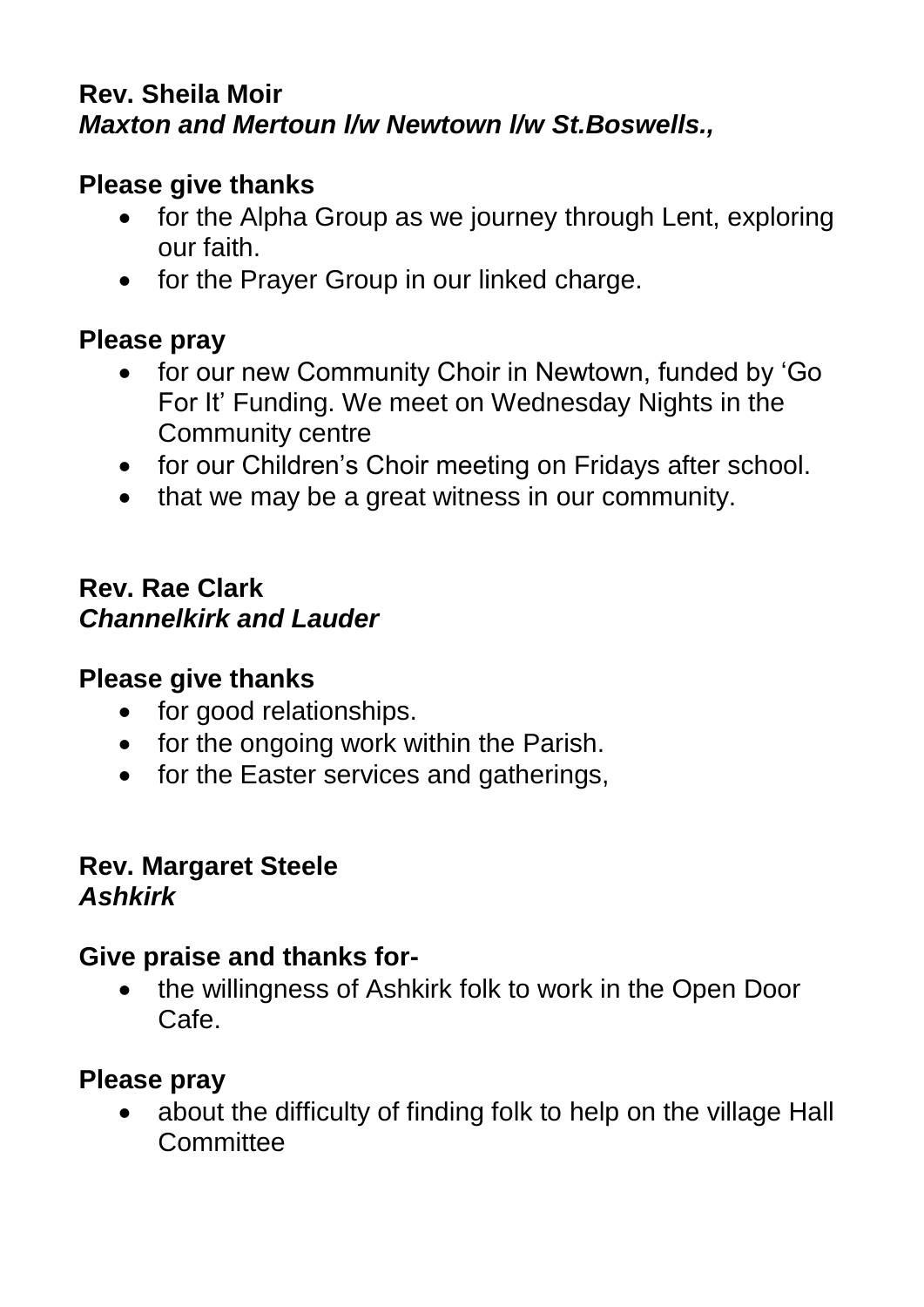**Rev. Sheila Moir**
***Maxton and Mertoun l/w Newtown l/w St.Boswells.,***

**Please give thanks**

- for the Alpha Group as we journey through Lent, exploring our faith.
- for the Prayer Group in our linked charge.

**Please pray**

- for our new Community Choir in Newtown, funded by 'Go For It' Funding. We meet on Wednesday Nights in the Community centre
- for our Children's Choir meeting on Fridays after school.
- that we may be a great witness in our community.

**Rev. Rae Clark**
***Channelkirk and Lauder***

**Please give thanks**

- for good relationships.
- for the ongoing work within the Parish.
- for the Easter services and gatherings,

**Rev. Margaret Steele**
***Ashkirk***

**Give praise and thanks for-**

- the willingness of Ashkirk folk to work in the Open Door Cafe.

**Please pray**

- about the difficulty of finding folk to help on the village Hall Committee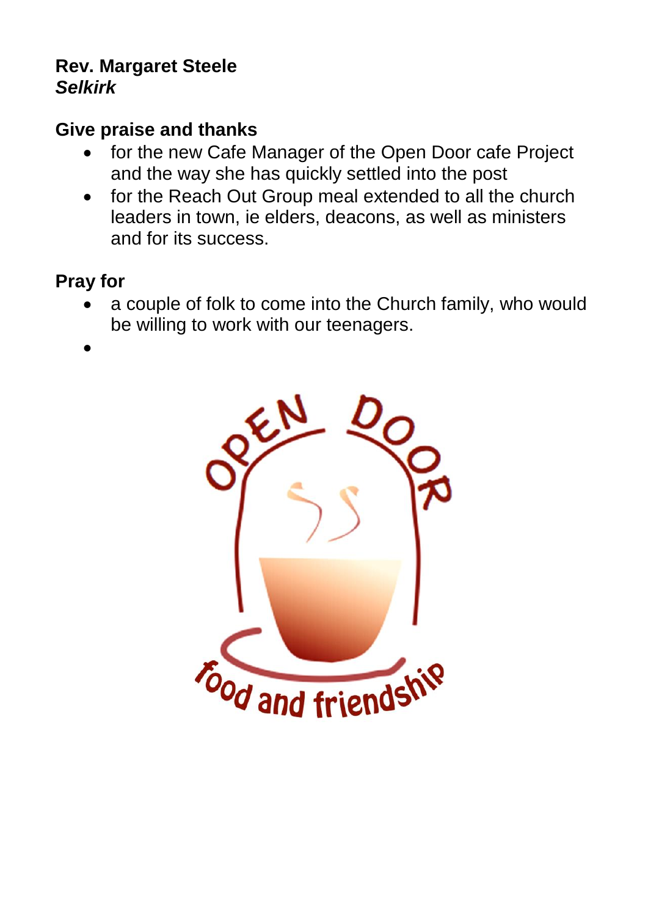**Rev. Margaret Steele**
***Selkirk***

**Give praise and thanks**

- for the new Cafe Manager of the Open Door cafe Project and the way she has quickly settled into the post
- for the Reach Out Group meal extended to all the church leaders in town, ie elders, deacons, as well as ministers and for its success.

**Pray for**

- a couple of folk to come into the Church family, who would be willing to work with our teenagers.
- 

OPEN DOOR

food and friendship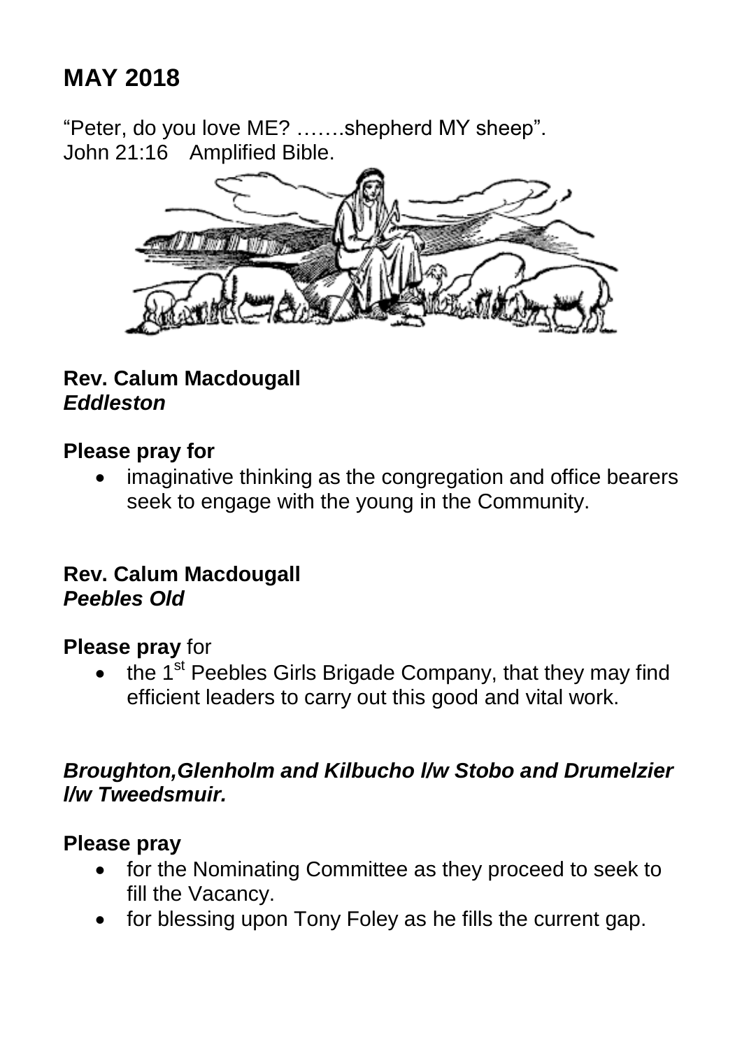# MAY 2018

"Peter, do you love ME? …….shepherd MY sheep".
John 21:16 Amplified Bible.

**Rev. Calum Macdougall**
***Eddleston***

**Please pray for**

- imaginative thinking as the congregation and office bearers seek to engage with the young in the Community.

**Rev. Calum Macdougall**
***Peebles Old***

**Please pray** for

- the 1st Peebles Girls Brigade Company, that they may find efficient leaders to carry out this good and vital work.

***Broughton,Glenholm and Kilbucho l/w Stobo and Drumelzier l/w Tweedsmuir.***

**Please pray**

- for the Nominating Committee as they proceed to seek to fill the Vacancy.
- for blessing upon Tony Foley as he fills the current gap.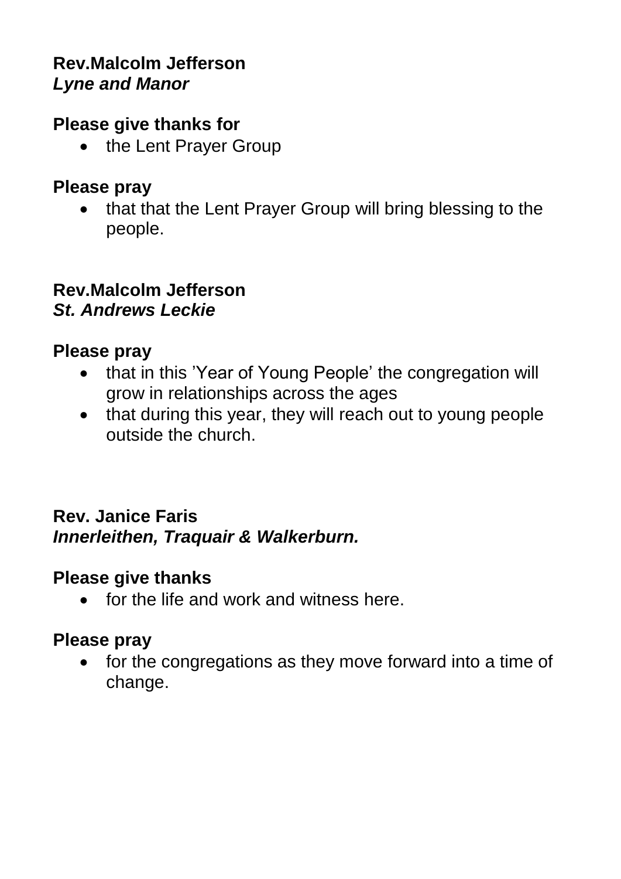**Rev.Malcolm Jefferson**
***Lyne and Manor***

**Please give thanks for**

- the Lent Prayer Group

**Please pray**

- that that the Lent Prayer Group will bring blessing to the people.

**Rev.Malcolm Jefferson**
***St. Andrews Leckie***

**Please pray**

- that in this 'Year of Young People' the congregation will grow in relationships across the ages
- that during this year, they will reach out to young people outside the church.

**Rev. Janice Faris**
***Innerleithen, Traquair & Walkerburn.***

**Please give thanks**

- for the life and work and witness here.

**Please pray**

- for the congregations as they move forward into a time of change.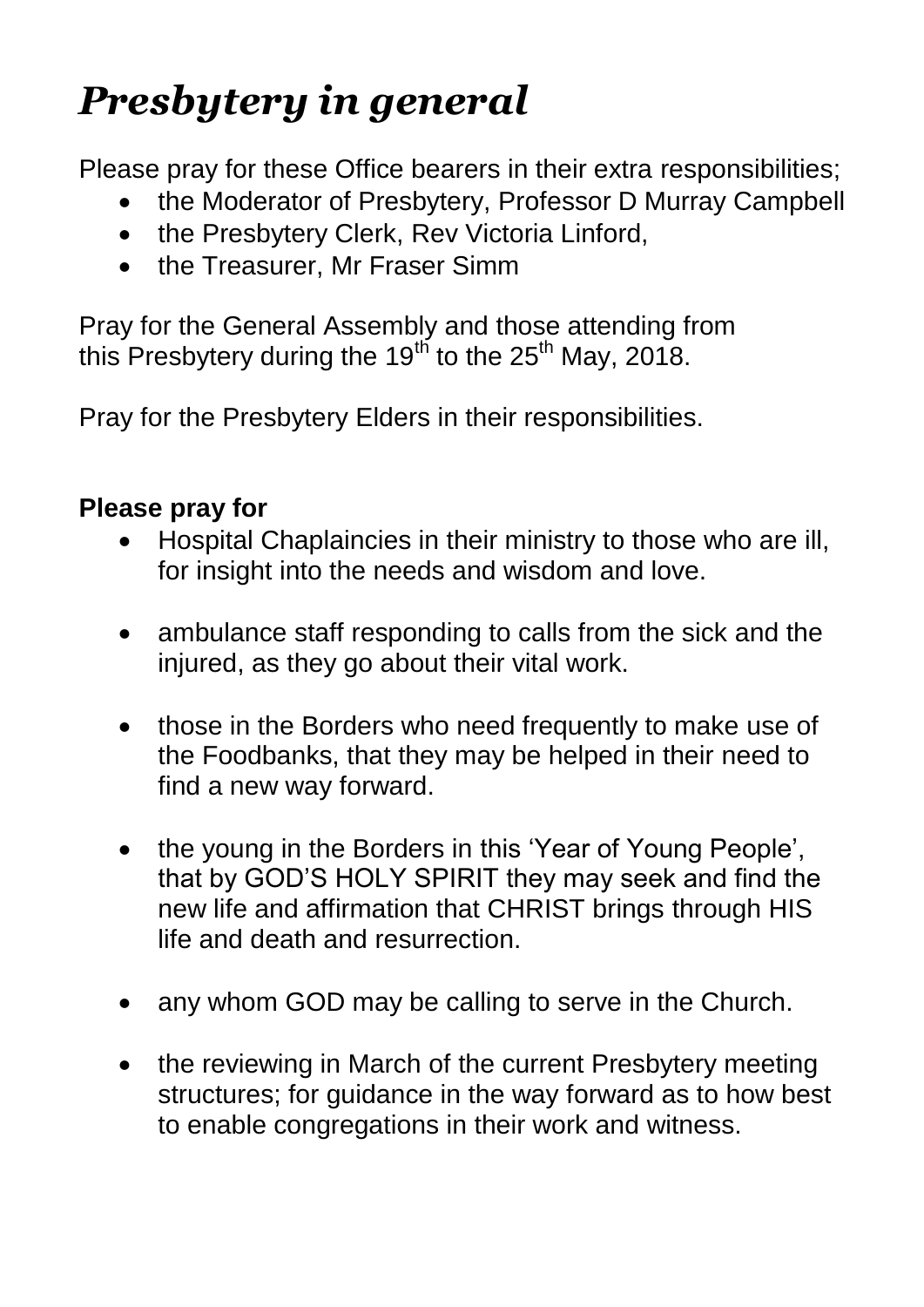# *Presbytery in general*

Please pray for these Office bearers in their extra responsibilities;

- the Moderator of Presbytery, Professor D Murray Campbell
- the Presbytery Clerk, Rev Victoria Linford,
- the Treasurer, Mr Fraser Simm

Pray for the General Assembly and those attending from this Presbytery during the 19th to the 25th May, 2018.

Pray for the Presbytery Elders in their responsibilities.

**Please pray for**

- Hospital Chaplaincies in their ministry to those who are ill, for insight into the needs and wisdom and love.
- ambulance staff responding to calls from the sick and the injured, as they go about their vital work.
- those in the Borders who need frequently to make use of the Foodbanks, that they may be helped in their need to find a new way forward.
- the young in the Borders in this 'Year of Young People', that by GOD'S HOLY SPIRIT they may seek and find the new life and affirmation that CHRIST brings through HIS life and death and resurrection.
- any whom GOD may be calling to serve in the Church.
- the reviewing in March of the current Presbytery meeting structures; for guidance in the way forward as to how best to enable congregations in their work and witness.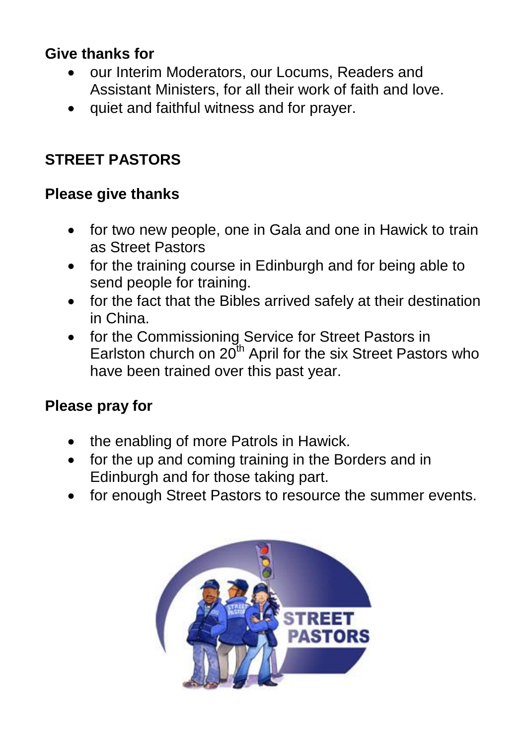**Give thanks for**

- our Interim Moderators, our Locums, Readers and Assistant Ministers, for all their work of faith and love.
- quiet and faithful witness and for prayer.

## STREET PASTORS

**Please give thanks**

- for two new people, one in Gala and one in Hawick to train as Street Pastors
- for the training course in Edinburgh and for being able to send people for training.
- for the fact that the Bibles arrived safely at their destination in China.
- for the Commissioning Service for Street Pastors in Earlston church on 20th April for the six Street Pastors who have been trained over this past year.

**Please pray for**

- the enabling of more Patrols in Hawick.
- for the up and coming training in the Borders and in Edinburgh and for those taking part.
- for enough Street Pastors to resource the summer events.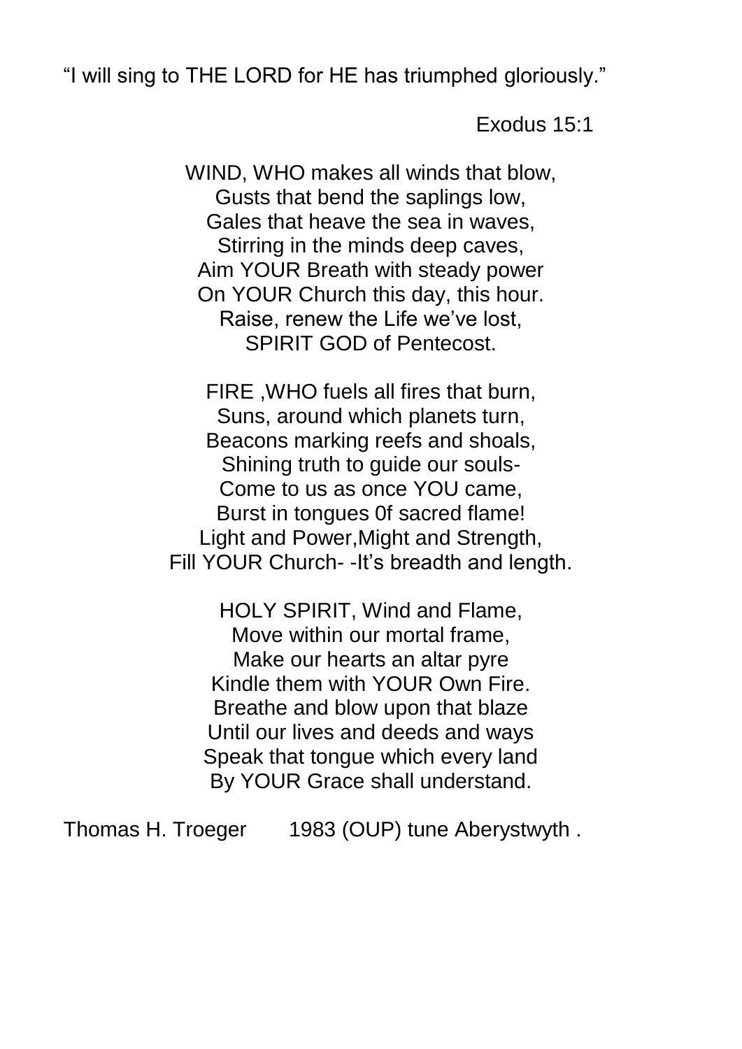"I will sing to THE LORD for HE has triumphed gloriously."

Exodus 15:1

WIND, WHO makes all winds that blow,
Gusts that bend the saplings low,
Gales that heave the sea in waves,
Stirring in the minds deep caves,
Aim YOUR Breath with steady power
On YOUR Church this day, this hour.
Raise, renew the Life we've lost,
SPIRIT GOD of Pentecost.

FIRE ,WHO fuels all fires that burn,
Suns, around which planets turn,
Beacons marking reefs and shoals,
Shining truth to guide our souls-
Come to us as once YOU came,
Burst in tongues 0f sacred flame!
Light and Power,Might and Strength,
Fill YOUR Church- -It's breadth and length.

HOLY SPIRIT, Wind and Flame,
Move within our mortal frame,
Make our hearts an altar pyre
Kindle them with YOUR Own Fire.
Breathe and blow upon that blaze
Until our lives and deeds and ways
Speak that tongue which every land
By YOUR Grace shall understand.

Thomas H. Troeger 1983 (OUP) tune Aberystwyth .